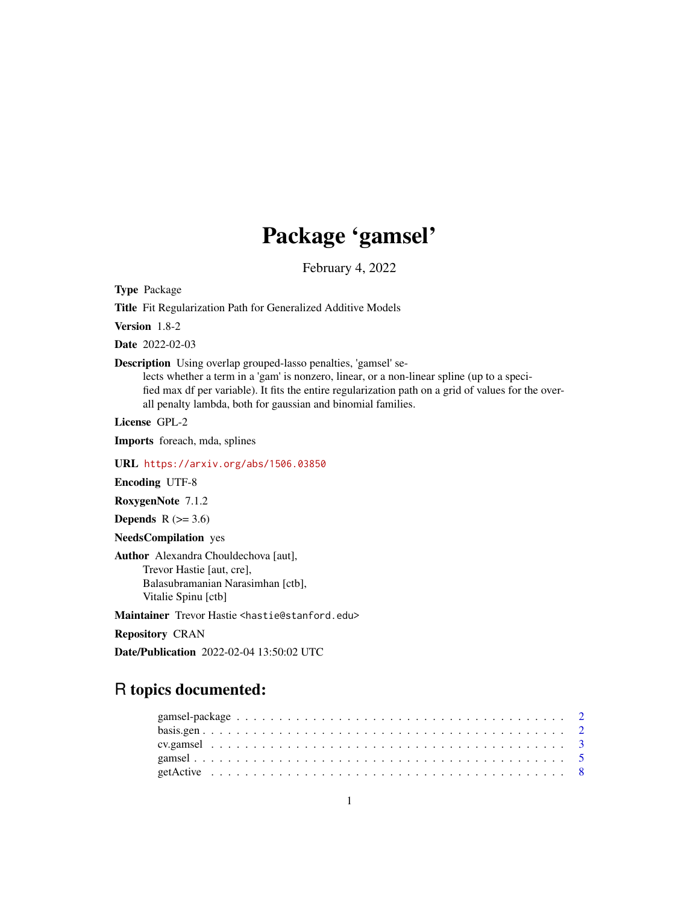# Package 'gamsel'

February 4, 2022

**Type** Package

**Title** Fit Regularization Path for Generalized Additive Models

**Version** 1.8-2

**Date** 2022-02-03

**Description** Using overlap grouped-lasso penalties, 'gamsel' selects whether a term in a 'gam' is nonzero, linear, or a non-linear spline (up to a specified max df per variable). It fits the entire regularization path on a grid of values for the overall penalty lambda, both for gaussian and binomial families.

**License** GPL-2

**Imports** foreach, mda, splines

**URL** https://arxiv.org/abs/1506.03850

**Encoding** UTF-8

**RoxygenNote** 7.1.2

**Depends** R (>= 3.6)

**NeedsCompilation** yes

**Author** Alexandra Chouldechova [aut],
Trevor Hastie [aut, cre],
Balasubramanian Narasimhan [ctb],
Vitalie Spinu [ctb]

**Maintainer** Trevor Hastie <hastie@stanford.edu>

**Repository** CRAN

**Date/Publication** 2022-02-04 13:50:02 UTC

## R topics documented:

gamsel-package . . . . . . . . . . . . . . . . . . . . . . . . . . . . . . . . . . . . 2
basis.gen . . . . . . . . . . . . . . . . . . . . . . . . . . . . . . . . . . . . . . . 2
cv.gamsel . . . . . . . . . . . . . . . . . . . . . . . . . . . . . . . . . . . . . . . 3
gamsel . . . . . . . . . . . . . . . . . . . . . . . . . . . . . . . . . . . . . . . . 5
getActive . . . . . . . . . . . . . . . . . . . . . . . . . . . . . . . . . . . . . . . 8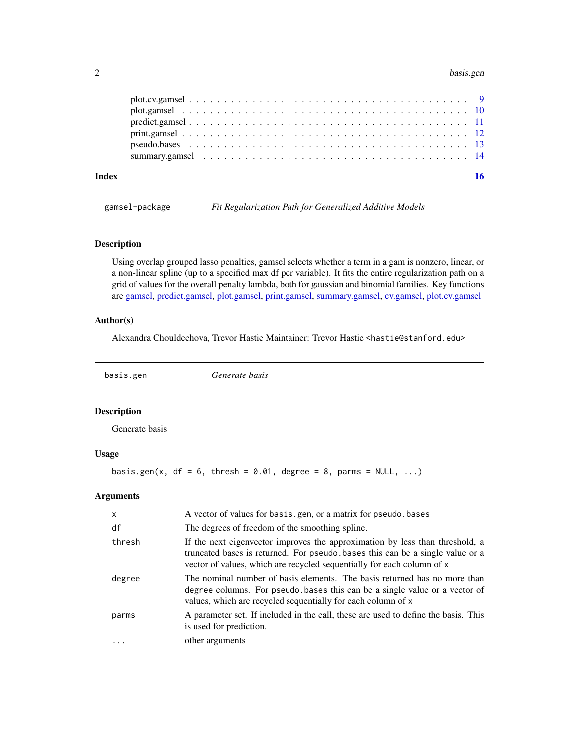plot.cv.gamsel . . . . . . . . . . . . . . . . . . . . . . . . . . . . . . . . . . . . . 9
plot.gamsel . . . . . . . . . . . . . . . . . . . . . . . . . . . . . . . . . . . . . . 10
predict.gamsel . . . . . . . . . . . . . . . . . . . . . . . . . . . . . . . . . . . . . 11
print.gamsel . . . . . . . . . . . . . . . . . . . . . . . . . . . . . . . . . . . . . . 12
pseudo.bases . . . . . . . . . . . . . . . . . . . . . . . . . . . . . . . . . . . . . . 13
summary.gamsel . . . . . . . . . . . . . . . . . . . . . . . . . . . . . . . . . . . . . 14

**Index** **16**

---

`gamsel-package` *Fit Regularization Path for Generalized Additive Models*

---

## Description

Using overlap grouped lasso penalties, gamsel selects whether a term in a gam is nonzero, linear, or a non-linear spline (up to a specified max df per variable). It fits the entire regularization path on a grid of values for the overall penalty lambda, both for gaussian and binomial families. Key functions are gamsel, predict.gamsel, plot.gamsel, print.gamsel, summary.gamsel, cv.gamsel, plot.cv.gamsel

## Author(s)

Alexandra Chouldechova, Trevor Hastie Maintainer: Trevor Hastie <hastie@stanford.edu>

---

`basis.gen` *Generate basis*

---

## Description

Generate basis

## Usage

```
basis.gen(x, df = 6, thresh = 0.01, degree = 8, parms = NULL, ...)
```

## Arguments

| | |
|---|---|
| `x` | A vector of values for `basis.gen`, or a matrix for `pseudo.bases` |
| `df` | The degrees of freedom of the smoothing spline. |
| `thresh` | If the next eigenvector improves the approximation by less than threshold, a truncated bases is returned. For `pseudo.bases` this can be a single value or a vector of values, which are recycled sequentially for each column of `x` |
| `degree` | The nominal number of basis elements. The basis returned has no more than `degree` columns. For `pseudo.bases` this can be a single value or a vector of values, which are recycled sequentially for each column of `x` |
| `parms` | A parameter set. If included in the call, these are used to define the basis. This is used for prediction. |
| `...` | other arguments |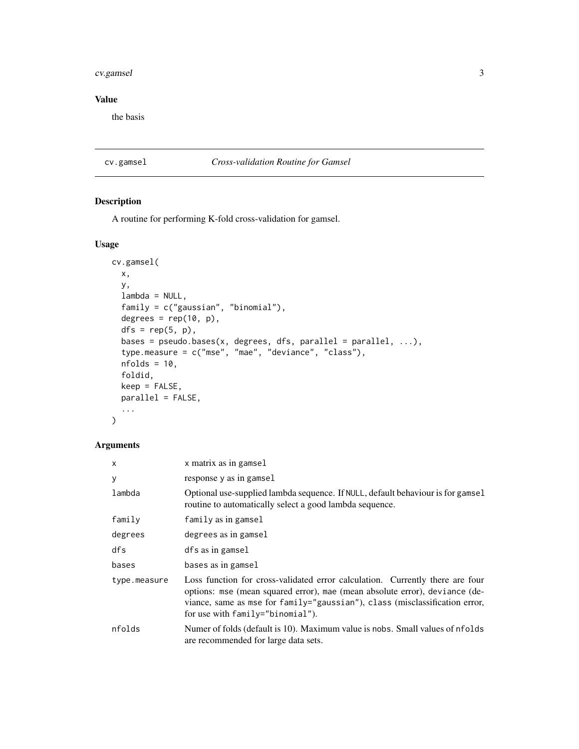## Value

the basis

---

## cv.gamsel — *Cross-validation Routine for Gamsel*

### Description

A routine for performing K-fold cross-validation for gamsel.

### Usage

```
cv.gamsel(
  x,
  y,
  lambda = NULL,
  family = c("gaussian", "binomial"),
  degrees = rep(10, p),
  dfs = rep(5, p),
  bases = pseudo.bases(x, degrees, dfs, parallel = parallel, ...),
  type.measure = c("mse", "mae", "deviance", "class"),
  nfolds = 10,
  foldid,
  keep = FALSE,
  parallel = FALSE,
  ...
)
```

### Arguments

| | |
|---|---|
| `x` | `x` matrix as in `gamsel` |
| `y` | response `y` as in `gamsel` |
| `lambda` | Optional use-supplied lambda sequence. If `NULL`, default behaviour is for `gamsel` routine to automatically select a good lambda sequence. |
| `family` | `family` as in `gamsel` |
| `degrees` | `degrees` as in `gamsel` |
| `dfs` | `dfs` as in `gamsel` |
| `bases` | `bases` as in `gamsel` |
| `type.measure` | Loss function for cross-validated error calculation. Currently there are four options: `mse` (mean squared error), `mae` (mean absolute error), `deviance` (deviance, same as `mse` for `family="gaussian"`), `class` (misclassification error, for use with `family="binomial"`). |
| `nfolds` | Numer of folds (default is 10). Maximum value is `nobs`. Small values of `nfolds` are recommended for large data sets. |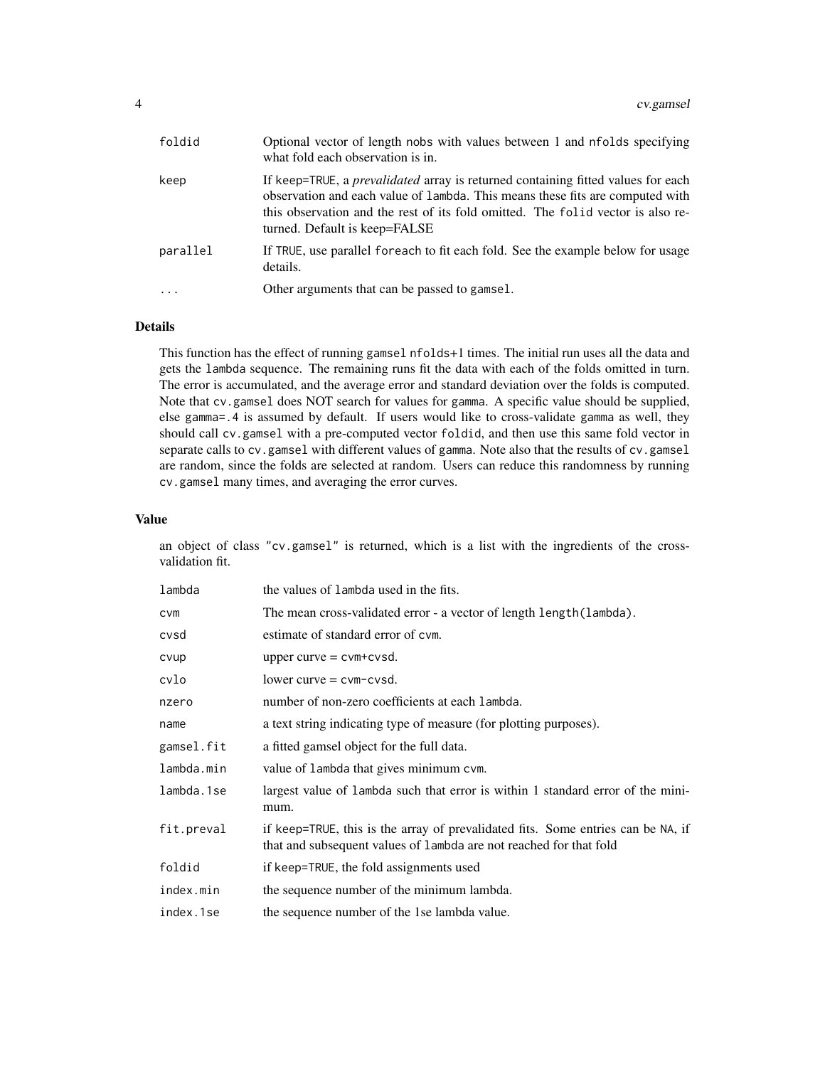| | |
|---|---|
| `foldid` | Optional vector of length `nobs` with values between 1 and `nfolds` specifying what fold each observation is in. |
| `keep` | If `keep=TRUE`, a *prevalidated* array is returned containing fitted values for each observation and each value of `lambda`. This means these fits are computed with this observation and the rest of its fold omitted. The `folid` vector is also returned. Default is keep=FALSE |
| `parallel` | If `TRUE`, use parallel `foreach` to fit each fold. See the example below for usage details. |
| `...` | Other arguments that can be passed to `gamsel`. |

## Details

This function has the effect of running `gamsel` `nfolds`+1 times. The initial run uses all the data and gets the `lambda` sequence. The remaining runs fit the data with each of the folds omitted in turn. The error is accumulated, and the average error and standard deviation over the folds is computed. Note that `cv.gamsel` does NOT search for values for `gamma`. A specific value should be supplied, else `gamma=.4` is assumed by default. If users would like to cross-validate `gamma` as well, they should call `cv.gamsel` with a pre-computed vector `foldid`, and then use this same fold vector in separate calls to `cv.gamsel` with different values of `gamma`. Note also that the results of `cv.gamsel` are random, since the folds are selected at random. Users can reduce this randomness by running `cv.gamsel` many times, and averaging the error curves.

## Value

an object of class `"cv.gamsel"` is returned, which is a list with the ingredients of the cross-validation fit.

| | |
|---|---|
| `lambda` | the values of `lambda` used in the fits. |
| `cvm` | The mean cross-validated error - a vector of length `length(lambda)`. |
| `cvsd` | estimate of standard error of `cvm`. |
| `cvup` | upper curve = `cvm+cvsd`. |
| `cvlo` | lower curve = `cvm-cvsd`. |
| `nzero` | number of non-zero coefficients at each `lambda`. |
| `name` | a text string indicating type of measure (for plotting purposes). |
| `gamsel.fit` | a fitted gamsel object for the full data. |
| `lambda.min` | value of `lambda` that gives minimum `cvm`. |
| `lambda.1se` | largest value of `lambda` such that error is within 1 standard error of the minimum. |
| `fit.preval` | if `keep=TRUE`, this is the array of prevalidated fits. Some entries can be `NA`, if that and subsequent values of `lambda` are not reached for that fold |
| `foldid` | if `keep=TRUE`, the fold assignments used |
| `index.min` | the sequence number of the minimum lambda. |
| `index.1se` | the sequence number of the 1se lambda value. |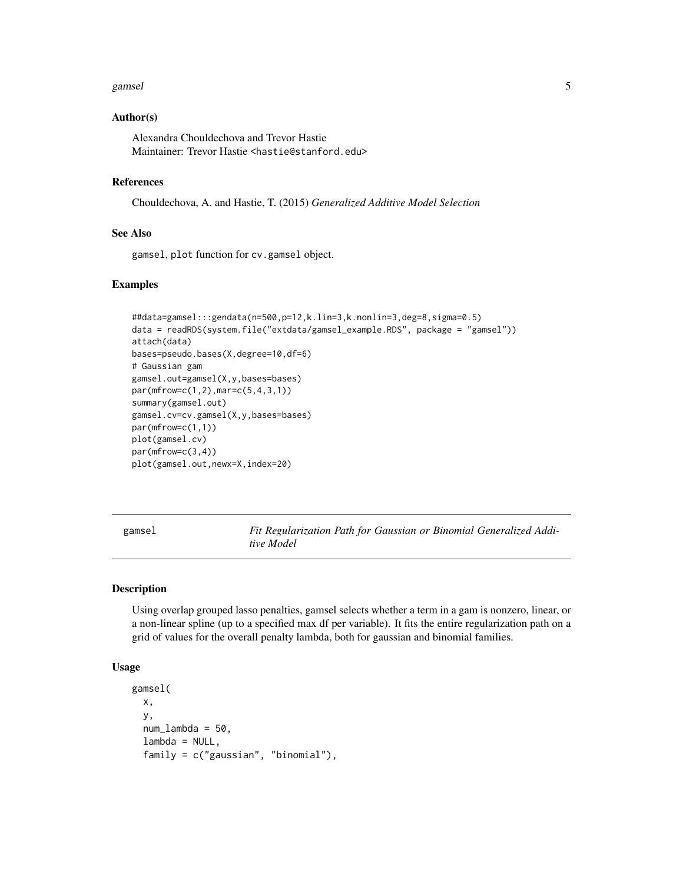### Author(s)

Alexandra Chouldechova and Trevor Hastie
Maintainer: Trevor Hastie <hastie@stanford.edu>

### References

Chouldechova, A. and Hastie, T. (2015) *Generalized Additive Model Selection*

### See Also

gamsel, plot function for cv.gamsel object.

### Examples

```
##data=gamsel:::gendata(n=500,p=12,k.lin=3,k.nonlin=3,deg=8,sigma=0.5)
data = readRDS(system.file("extdata/gamsel_example.RDS", package = "gamsel"))
attach(data)
bases=pseudo.bases(X,degree=10,df=6)
# Gaussian gam
gamsel.out=gamsel(X,y,bases=bases)
par(mfrow=c(1,2),mar=c(5,4,3,1))
summary(gamsel.out)
gamsel.cv=cv.gamsel(X,y,bases=bases)
par(mfrow=c(1,1))
plot(gamsel.cv)
par(mfrow=c(3,4))
plot(gamsel.out,newx=X,index=20)
```

## gamsel — *Fit Regularization Path for Gaussian or Binomial Generalized Additive Model*

### Description

Using overlap grouped lasso penalties, gamsel selects whether a term in a gam is nonzero, linear, or a non-linear spline (up to a specified max df per variable). It fits the entire regularization path on a grid of values for the overall penalty lambda, both for gaussian and binomial families.

### Usage

```
gamsel(
  x,
  y,
  num_lambda = 50,
  lambda = NULL,
  family = c("gaussian", "binomial"),
```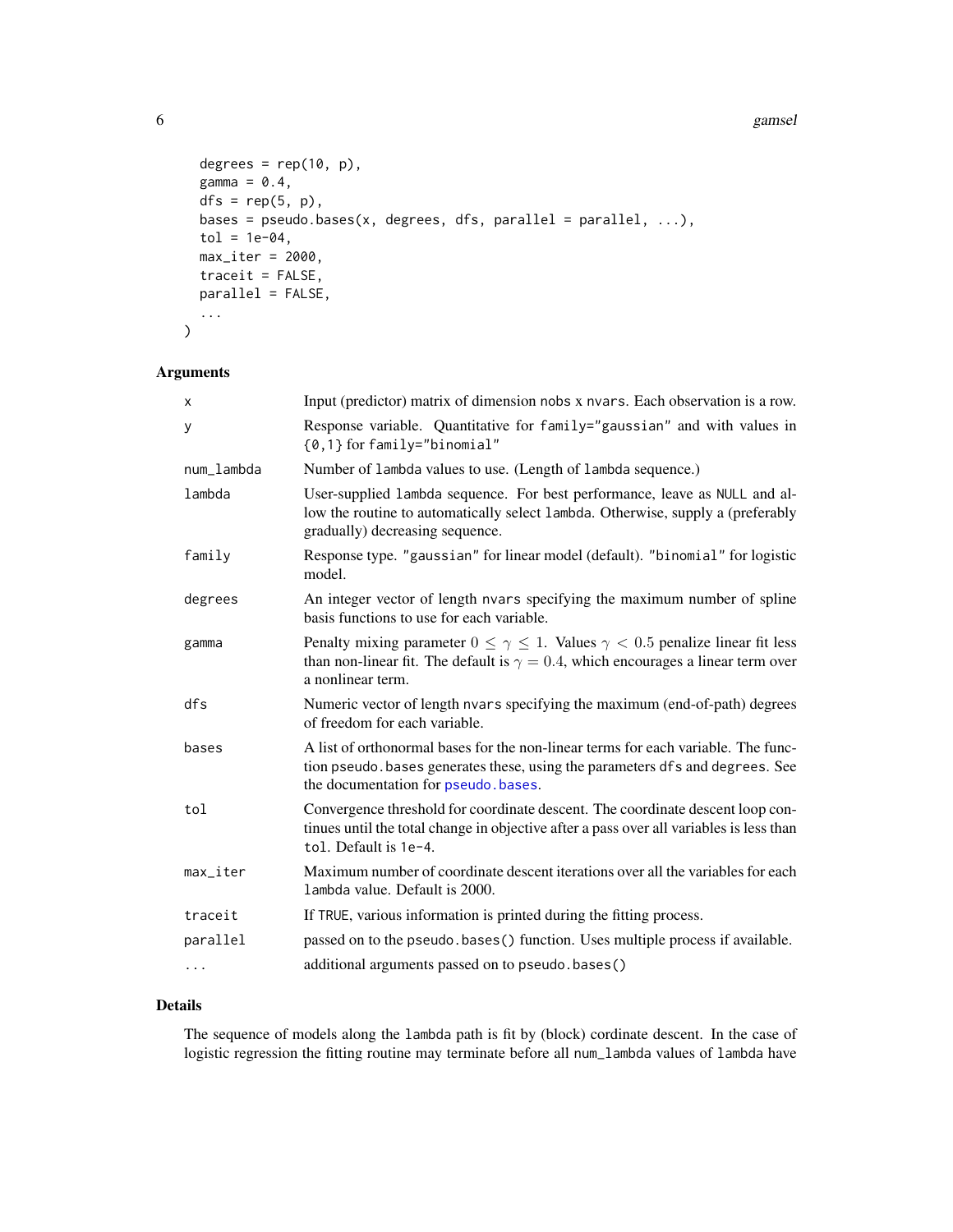```
  degrees = rep(10, p),
  gamma = 0.4,
  dfs = rep(5, p),
  bases = pseudo.bases(x, degrees, dfs, parallel = parallel, ...),
  tol = 1e-04,
  max_iter = 2000,
  traceit = FALSE,
  parallel = FALSE,
  ...
)
```

## Arguments

| | |
|---|---|
| x | Input (predictor) matrix of dimension nobs x nvars. Each observation is a row. |
| y | Response variable. Quantitative for family="gaussian" and with values in {0,1} for family="binomial" |
| num_lambda | Number of lambda values to use. (Length of lambda sequence.) |
| lambda | User-supplied lambda sequence. For best performance, leave as NULL and allow the routine to automatically select lambda. Otherwise, supply a (preferably gradually) decreasing sequence. |
| family | Response type. "gaussian" for linear model (default). "binomial" for logistic model. |
| degrees | An integer vector of length nvars specifying the maximum number of spline basis functions to use for each variable. |
| gamma | Penalty mixing parameter $0 \leq \gamma \leq 1$. Values $\gamma < 0.5$ penalize linear fit less than non-linear fit. The default is $\gamma = 0.4$, which encourages a linear term over a nonlinear term. |
| dfs | Numeric vector of length nvars specifying the maximum (end-of-path) degrees of freedom for each variable. |
| bases | A list of orthonormal bases for the non-linear terms for each variable. The function pseudo.bases generates these, using the parameters dfs and degrees. See the documentation for pseudo.bases. |
| tol | Convergence threshold for coordinate descent. The coordinate descent loop continues until the total change in objective after a pass over all variables is less than tol. Default is 1e-4. |
| max_iter | Maximum number of coordinate descent iterations over all the variables for each lambda value. Default is 2000. |
| traceit | If TRUE, various information is printed during the fitting process. |
| parallel | passed on to the pseudo.bases() function. Uses multiple process if available. |
| ... | additional arguments passed on to pseudo.bases() |

## Details

The sequence of models along the lambda path is fit by (block) cordinate descent. In the case of logistic regression the fitting routine may terminate before all num_lambda values of lambda have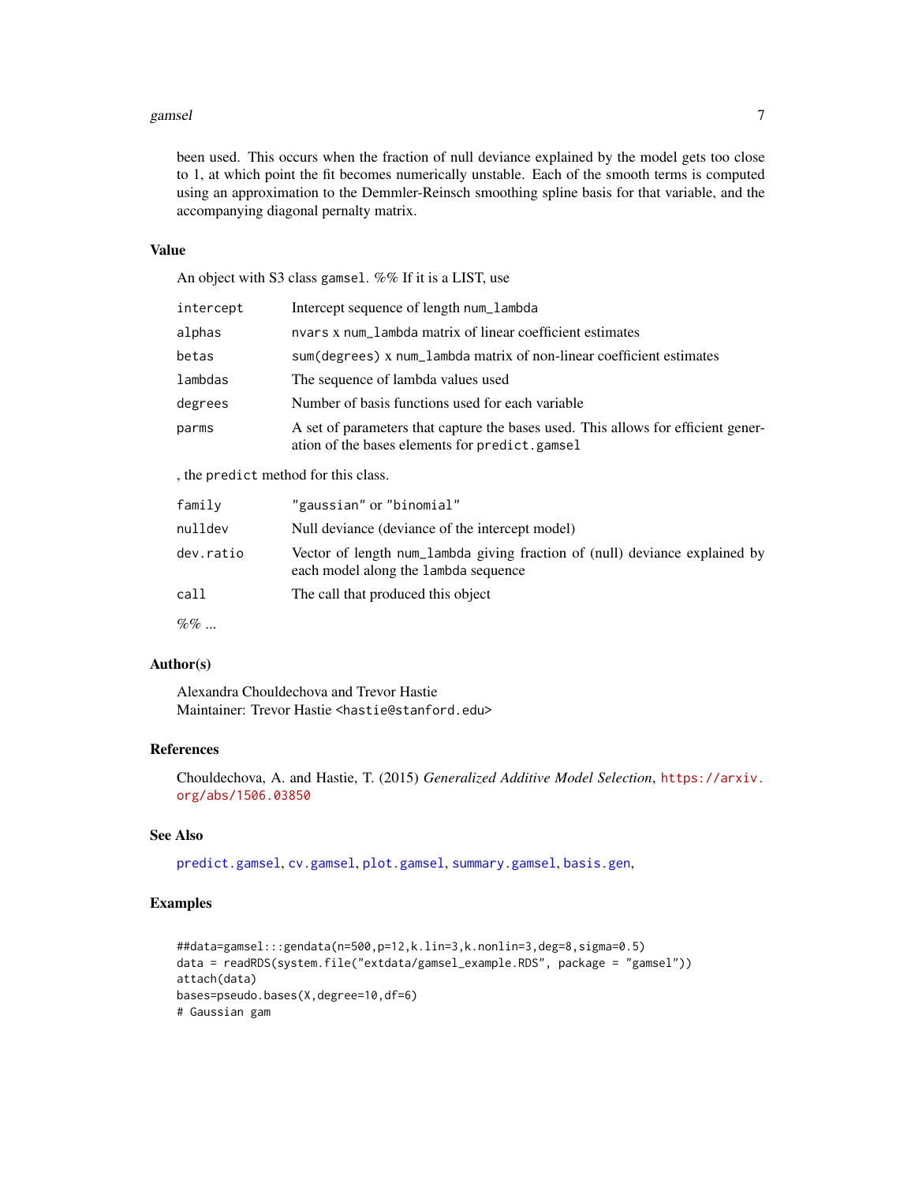been used. This occurs when the fraction of null deviance explained by the model gets too close to 1, at which point the fit becomes numerically unstable. Each of the smooth terms is computed using an approximation to the Demmler-Reinsch smoothing spline basis for that variable, and the accompanying diagonal pernalty matrix.

## Value

An object with S3 class `gamsel`. %% If it is a LIST, use

| | |
|---|---|
| `intercept` | Intercept sequence of length `num_lambda` |
| `alphas` | `nvars` x `num_lambda` matrix of linear coefficient estimates |
| `betas` | `sum(degrees)` x `num_lambda` matrix of non-linear coefficient estimates |
| `lambdas` | The sequence of lambda values used |
| `degrees` | Number of basis functions used for each variable |
| `parms` | A set of parameters that capture the bases used. This allows for efficient generation of the bases elements for `predict.gamsel` |

, the `predict` method for this class.

| | |
|---|---|
| `family` | `"gaussian"` or `"binomial"` |
| `nulldev` | Null deviance (deviance of the intercept model) |
| `dev.ratio` | Vector of length `num_lambda` giving fraction of (null) deviance explained by each model along the `lambda` sequence |
| `call` | The call that produced this object |

%% ...

## Author(s)

Alexandra Chouldechova and Trevor Hastie
Maintainer: Trevor Hastie <hastie@stanford.edu>

## References

Chouldechova, A. and Hastie, T. (2015) *Generalized Additive Model Selection*, https://arxiv.org/abs/1506.03850

## See Also

predict.gamsel, cv.gamsel, plot.gamsel, summary.gamsel, basis.gen,

## Examples

```
##data=gamsel:::gendata(n=500,p=12,k.lin=3,k.nonlin=3,deg=8,sigma=0.5)
data = readRDS(system.file("extdata/gamsel_example.RDS", package = "gamsel"))
attach(data)
bases=pseudo.bases(X,degree=10,df=6)
# Gaussian gam
```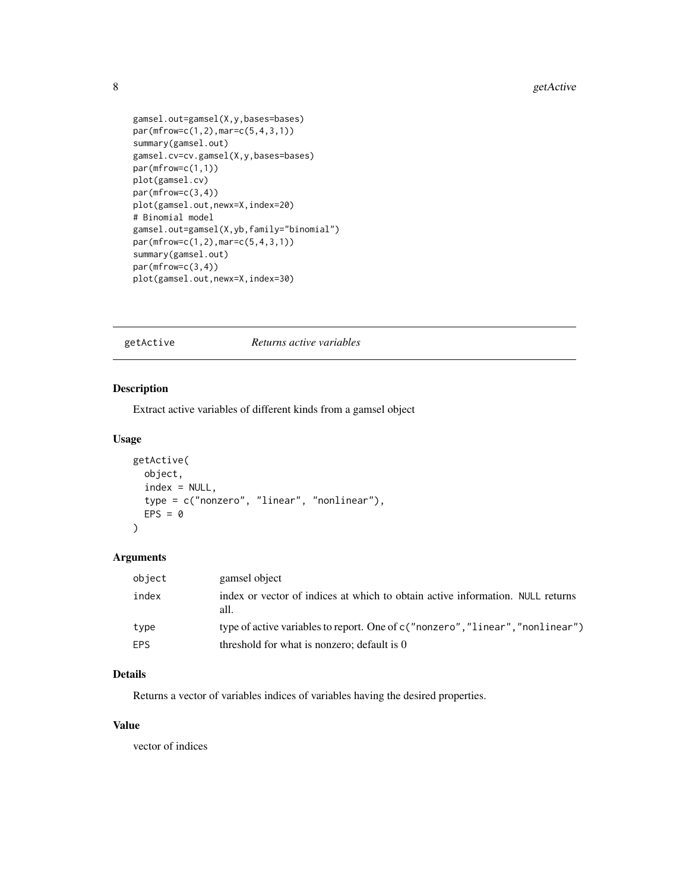```
gamsel.out=gamsel(X,y,bases=bases)
par(mfrow=c(1,2),mar=c(5,4,3,1))
summary(gamsel.out)
gamsel.cv=cv.gamsel(X,y,bases=bases)
par(mfrow=c(1,1))
plot(gamsel.cv)
par(mfrow=c(3,4))
plot(gamsel.out,newx=X,index=20)
# Binomial model
gamsel.out=gamsel(X,yb,family="binomial")
par(mfrow=c(1,2),mar=c(5,4,3,1))
summary(gamsel.out)
par(mfrow=c(3,4))
plot(gamsel.out,newx=X,index=30)
```

---

## getActive *Returns active variables*

---

### Description

Extract active variables of different kinds from a gamsel object

### Usage

```
getActive(
  object,
  index = NULL,
  type = c("nonzero", "linear", "nonlinear"),
  EPS = 0
)
```

### Arguments

| | |
|---|---|
| `object` | gamsel object |
| `index` | index or vector of indices at which to obtain active information. `NULL` returns all. |
| `type` | type of active variables to report. One of `c("nonzero","linear","nonlinear")` |
| `EPS` | threshold for what is nonzero; default is 0 |

### Details

Returns a vector of variables indices of variables having the desired properties.

### Value

vector of indices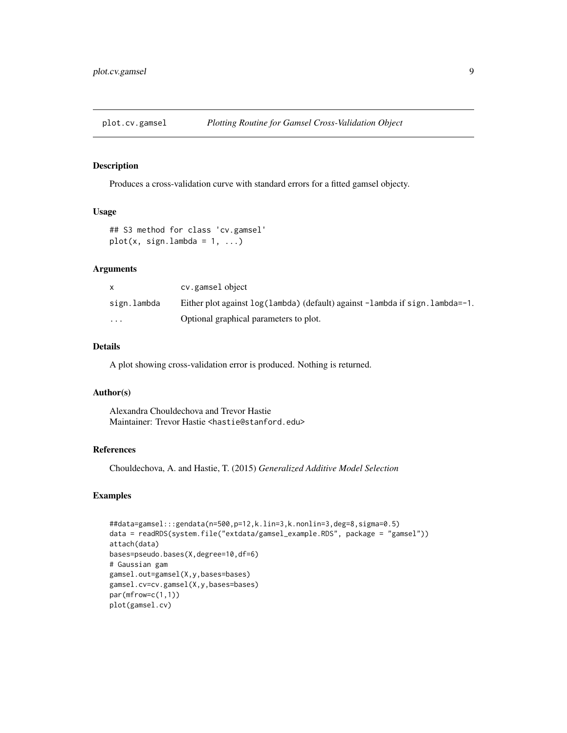# plot.cv.gamsel — *Plotting Routine for Gamsel Cross-Validation Object*

## Description

Produces a cross-validation curve with standard errors for a fitted gamsel objecty.

## Usage

```
## S3 method for class 'cv.gamsel'
plot(x, sign.lambda = 1, ...)
```

## Arguments

| | |
|---|---|
| `x` | `cv.gamsel` object |
| `sign.lambda` | Either plot against `log(lambda)` (default) against `-lambda` if `sign.lambda=-1`. |
| `...` | Optional graphical parameters to plot. |

## Details

A plot showing cross-validation error is produced. Nothing is returned.

## Author(s)

Alexandra Chouldechova and Trevor Hastie
Maintainer: Trevor Hastie <hastie@stanford.edu>

## References

Chouldechova, A. and Hastie, T. (2015) *Generalized Additive Model Selection*

## Examples

```
##data=gamsel:::gendata(n=500,p=12,k.lin=3,k.nonlin=3,deg=8,sigma=0.5)
data = readRDS(system.file("extdata/gamsel_example.RDS", package = "gamsel"))
attach(data)
bases=pseudo.bases(X,degree=10,df=6)
# Gaussian gam
gamsel.out=gamsel(X,y,bases=bases)
gamsel.cv=cv.gamsel(X,y,bases=bases)
par(mfrow=c(1,1))
plot(gamsel.cv)
```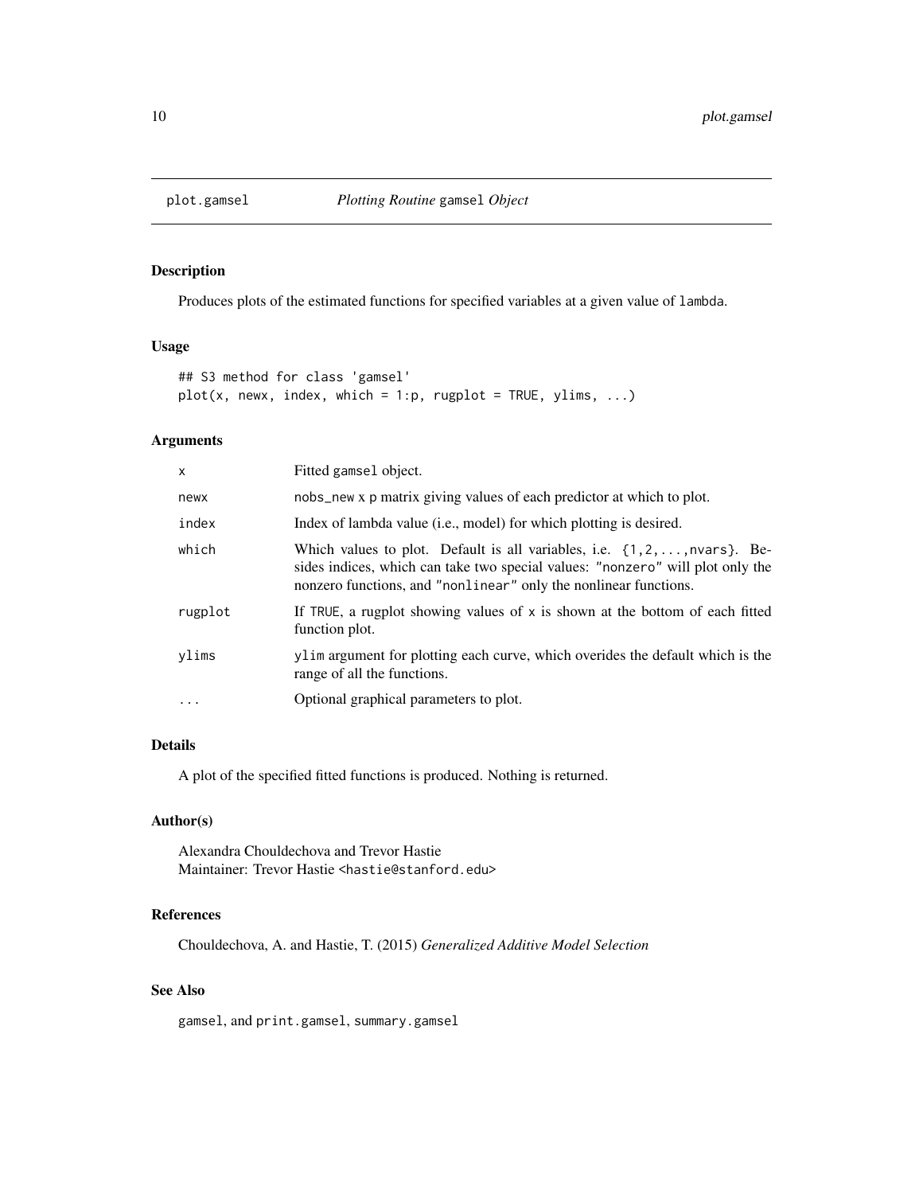# plot.gamsel *Plotting Routine* gamsel *Object*

## Description

Produces plots of the estimated functions for specified variables at a given value of lambda.

## Usage

```
## S3 method for class 'gamsel'
plot(x, newx, index, which = 1:p, rugplot = TRUE, ylims, ...)
```

## Arguments

| | |
|---|---|
| x | Fitted gamsel object. |
| newx | nobs_new x p matrix giving values of each predictor at which to plot. |
| index | Index of lambda value (i.e., model) for which plotting is desired. |
| which | Which values to plot. Default is all variables, i.e. {1,2,...,nvars}. Besides indices, which can take two special values: "nonzero" will plot only the nonzero functions, and "nonlinear" only the nonlinear functions. |
| rugplot | If TRUE, a rugplot showing values of x is shown at the bottom of each fitted function plot. |
| ylims | ylim argument for plotting each curve, which overides the default which is the range of all the functions. |
| ... | Optional graphical parameters to plot. |

## Details

A plot of the specified fitted functions is produced. Nothing is returned.

## Author(s)

Alexandra Chouldechova and Trevor Hastie
Maintainer: Trevor Hastie <hastie@stanford.edu>

## References

Chouldechova, A. and Hastie, T. (2015) *Generalized Additive Model Selection*

## See Also

gamsel, and print.gamsel, summary.gamsel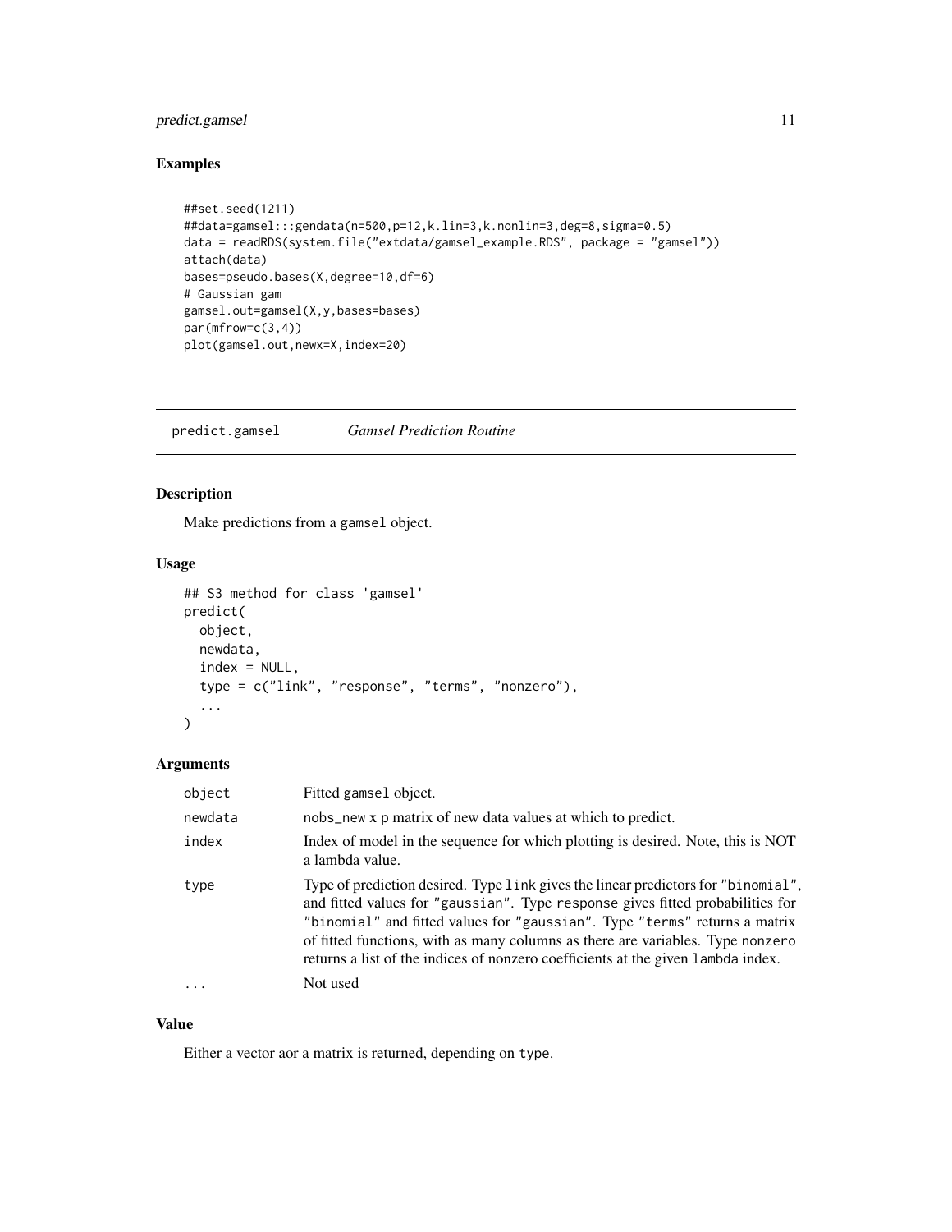## Examples

```
##set.seed(1211)
##data=gamsel:::gendata(n=500,p=12,k.lin=3,k.nonlin=3,deg=8,sigma=0.5)
data = readRDS(system.file("extdata/gamsel_example.RDS", package = "gamsel"))
attach(data)
bases=pseudo.bases(X,degree=10,df=6)
# Gaussian gam
gamsel.out=gamsel(X,y,bases=bases)
par(mfrow=c(3,4))
plot(gamsel.out,newx=X,index=20)
```

---

# predict.gamsel *Gamsel Prediction Routine*

## Description

Make predictions from a gamsel object.

## Usage

```
## S3 method for class 'gamsel'
predict(
  object,
  newdata,
  index = NULL,
  type = c("link", "response", "terms", "nonzero"),
  ...
)
```

## Arguments

| | |
|---|---|
| object | Fitted gamsel object. |
| newdata | nobs_new x p matrix of new data values at which to predict. |
| index | Index of model in the sequence for which plotting is desired. Note, this is NOT a lambda value. |
| type | Type of prediction desired. Type link gives the linear predictors for "binomial", and fitted values for "gaussian". Type response gives fitted probabilities for "binomial" and fitted values for "gaussian". Type "terms" returns a matrix of fitted functions, with as many columns as there are variables. Type nonzero returns a list of the indices of nonzero coefficients at the given lambda index. |
| ... | Not used |

## Value

Either a vector aor a matrix is returned, depending on type.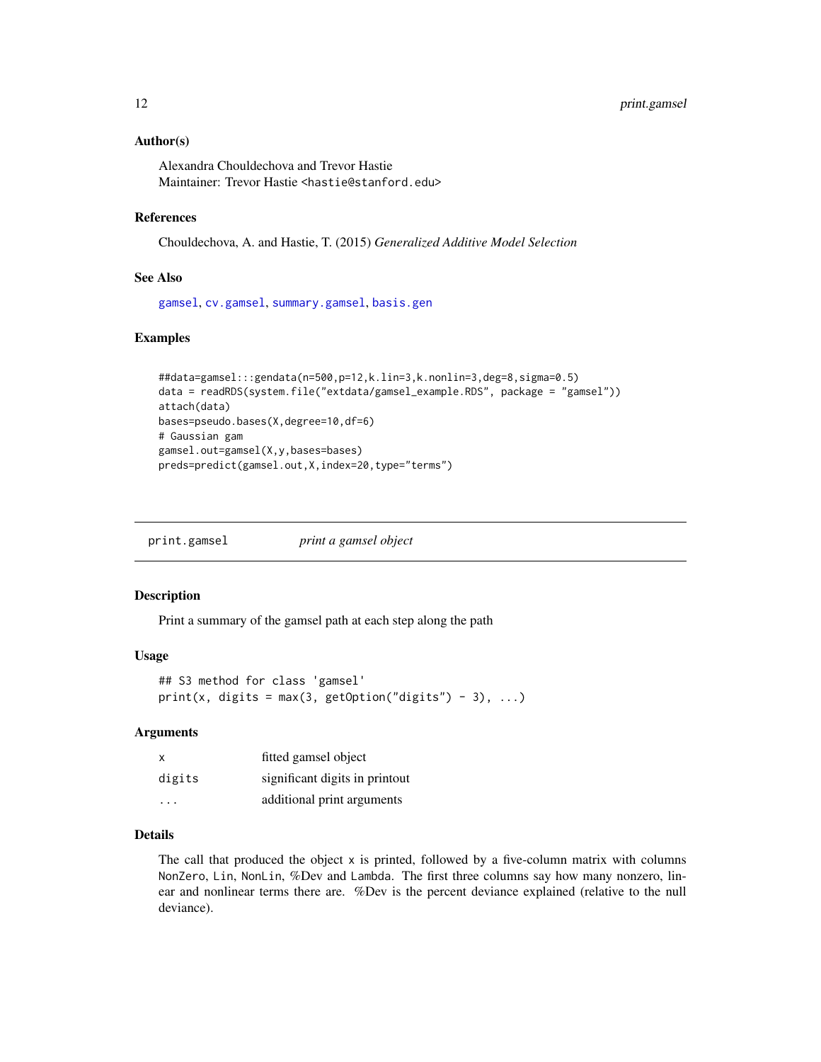### Author(s)

Alexandra Chouldechova and Trevor Hastie
Maintainer: Trevor Hastie <hastie@stanford.edu>

### References

Chouldechova, A. and Hastie, T. (2015) *Generalized Additive Model Selection*

### See Also

gamsel, cv.gamsel, summary.gamsel, basis.gen

### Examples

```
##data=gamsel:::gendata(n=500,p=12,k.lin=3,k.nonlin=3,deg=8,sigma=0.5)
data = readRDS(system.file("extdata/gamsel_example.RDS", package = "gamsel"))
attach(data)
bases=pseudo.bases(X,degree=10,df=6)
# Gaussian gam
gamsel.out=gamsel(X,y,bases=bases)
preds=predict(gamsel.out,X,index=20,type="terms")
```

---

## print.gamsel    *print a gamsel object*

### Description

Print a summary of the gamsel path at each step along the path

### Usage

```
## S3 method for class 'gamsel'
print(x, digits = max(3, getOption("digits") - 3), ...)
```

### Arguments

| | |
|---|---|
| x | fitted gamsel object |
| digits | significant digits in printout |
| ... | additional print arguments |

### Details

The call that produced the object `x` is printed, followed by a five-column matrix with columns `NonZero`, `Lin`, `NonLin`, %Dev and `Lambda`. The first three columns say how many nonzero, linear and nonlinear terms there are. %Dev is the percent deviance explained (relative to the null deviance).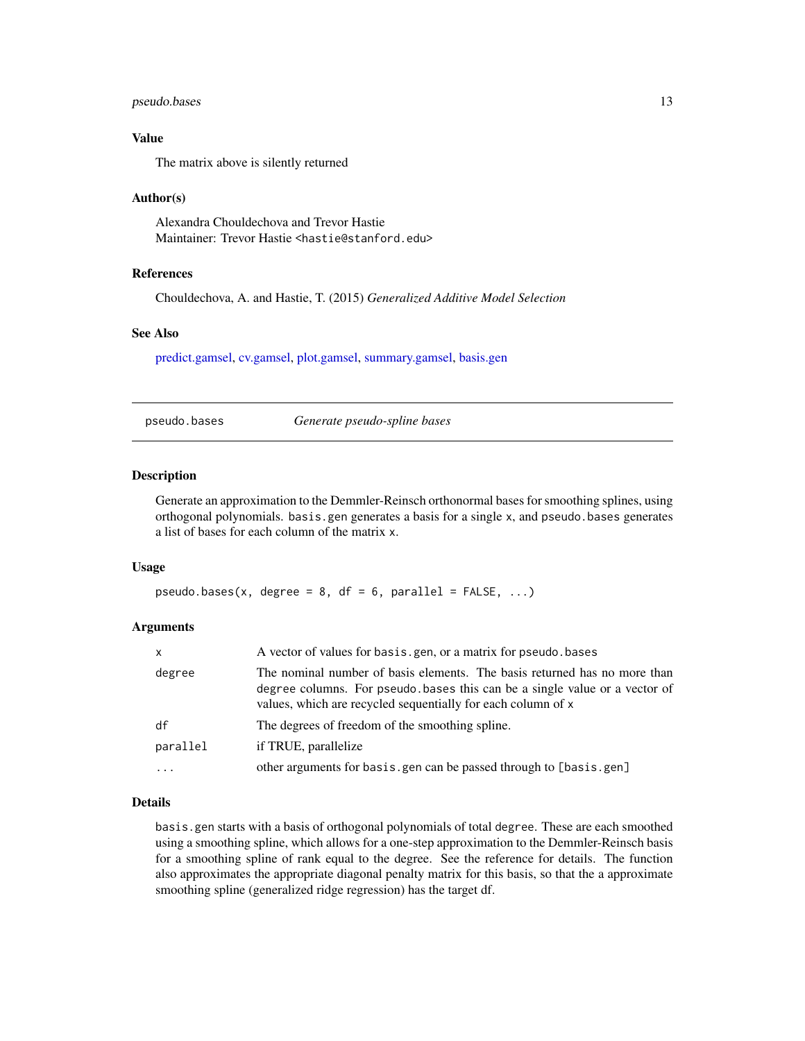## Value

The matrix above is silently returned

## Author(s)

Alexandra Chouldechova and Trevor Hastie
Maintainer: Trevor Hastie <hastie@stanford.edu>

## References

Chouldechova, A. and Hastie, T. (2015) *Generalized Additive Model Selection*

## See Also

predict.gamsel, cv.gamsel, plot.gamsel, summary.gamsel, basis.gen

---

# pseudo.bases — *Generate pseudo-spline bases*

## Description

Generate an approximation to the Demmler-Reinsch orthonormal bases for smoothing splines, using orthogonal polynomials. `basis.gen` generates a basis for a single `x`, and `pseudo.bases` generates a list of bases for each column of the matrix `x`.

## Usage

```
pseudo.bases(x, degree = 8, df = 6, parallel = FALSE, ...)
```

## Arguments

| | |
|---|---|
| `x` | A vector of values for `basis.gen`, or a matrix for `pseudo.bases` |
| `degree` | The nominal number of basis elements. The basis returned has no more than `degree` columns. For `pseudo.bases` this can be a single value or a vector of values, which are recycled sequentially for each column of `x` |
| `df` | The degrees of freedom of the smoothing spline. |
| `parallel` | if TRUE, parallelize |
| `...` | other arguments for `basis.gen` can be passed through to `[basis.gen]` |

## Details

`basis.gen` starts with a basis of orthogonal polynomials of total `degree`. These are each smoothed using a smoothing spline, which allows for a one-step approximation to the Demmler-Reinsch basis for a smoothing spline of rank equal to the degree. See the reference for details. The function also approximates the appropriate diagonal penalty matrix for this basis, so that the a approximate smoothing spline (generalized ridge regression) has the target df.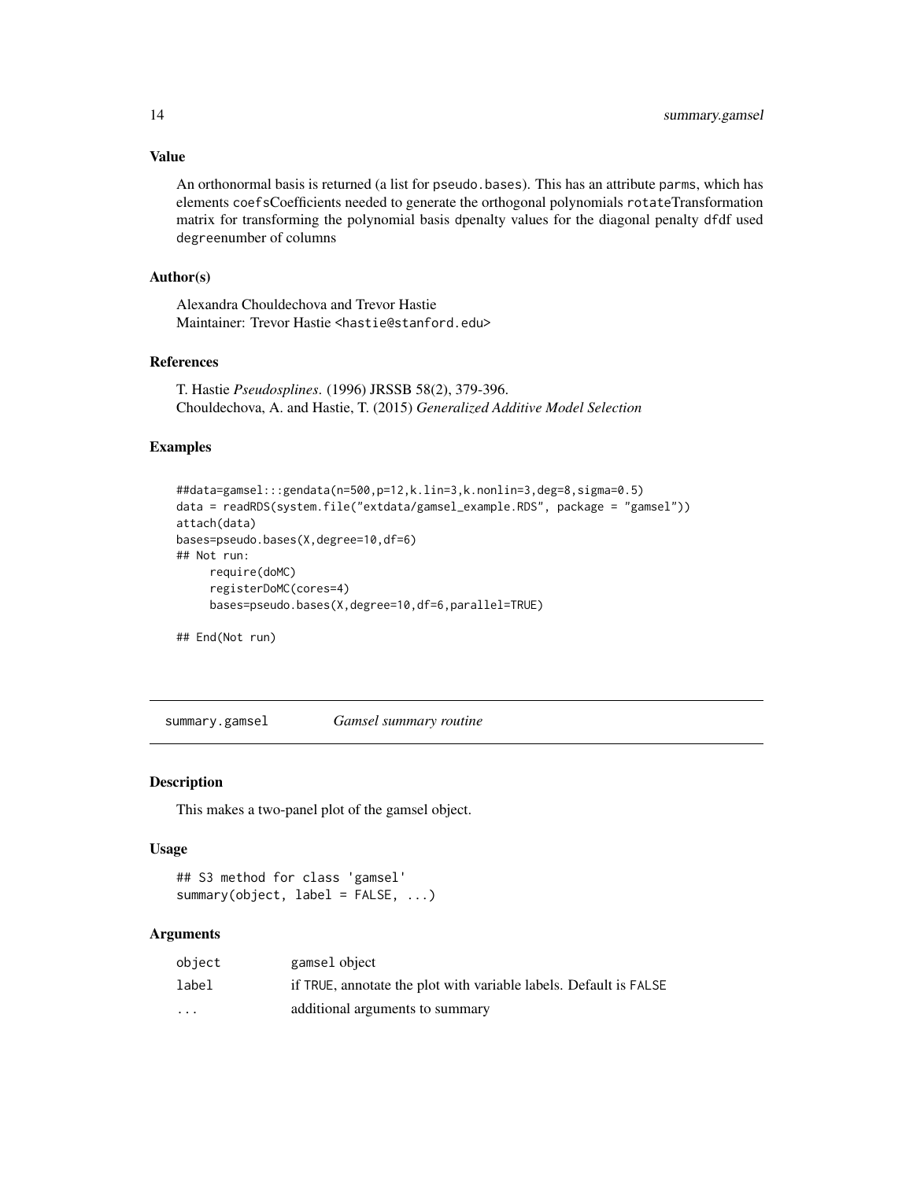### Value

An orthonormal basis is returned (a list for pseudo.bases). This has an attribute parms, which has elements coefsCoefficients needed to generate the orthogonal polynomials rotateTransformation matrix for transforming the polynomial basis dpenalty values for the diagonal penalty dfdf used degreenumber of columns

### Author(s)

Alexandra Chouldechova and Trevor Hastie
Maintainer: Trevor Hastie <hastie@stanford.edu>

### References

T. Hastie *Pseudosplines*. (1996) JRSSB 58(2), 379-396.
Chouldechova, A. and Hastie, T. (2015) *Generalized Additive Model Selection*

### Examples

```
##data=gamsel:::gendata(n=500,p=12,k.lin=3,k.nonlin=3,deg=8,sigma=0.5)
data = readRDS(system.file("extdata/gamsel_example.RDS", package = "gamsel"))
attach(data)
bases=pseudo.bases(X,degree=10,df=6)
## Not run:
     require(doMC)
     registerDoMC(cores=4)
     bases=pseudo.bases(X,degree=10,df=6,parallel=TRUE)

## End(Not run)
```

---

## summary.gamsel — *Gamsel summary routine*

### Description

This makes a two-panel plot of the gamsel object.

### Usage

```
## S3 method for class 'gamsel'
summary(object, label = FALSE, ...)
```

### Arguments

| | |
|---|---|
| object | gamsel object |
| label | if TRUE, annotate the plot with variable labels. Default is FALSE |
| ... | additional arguments to summary |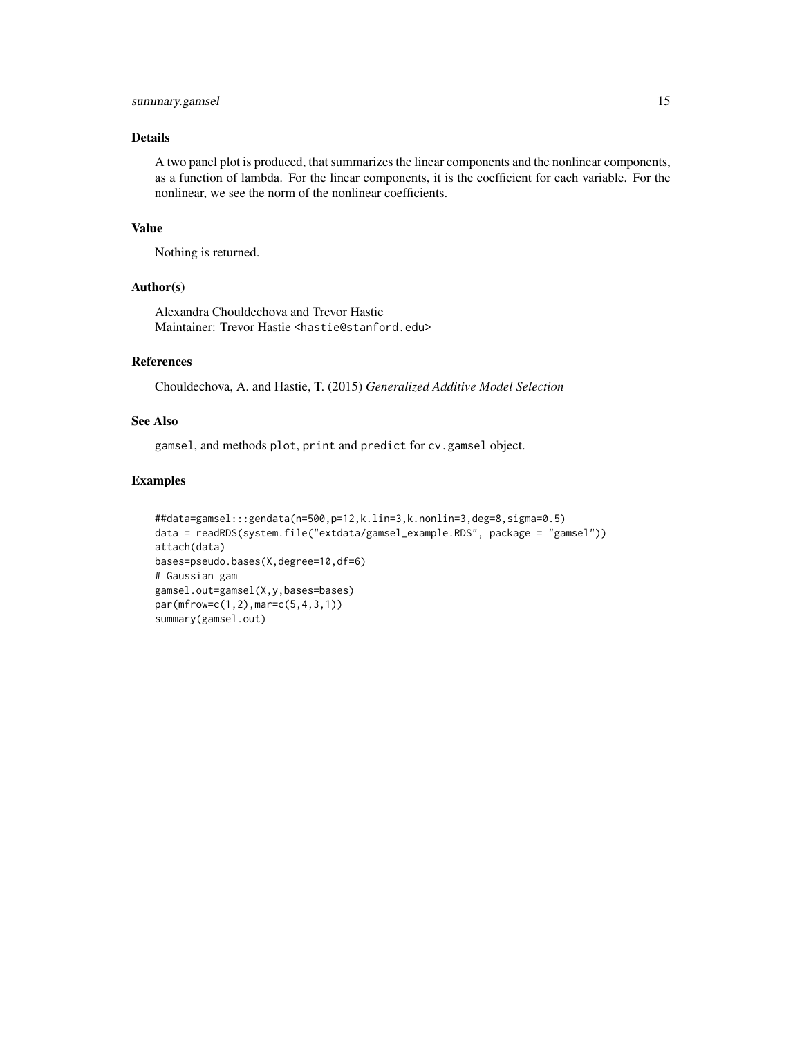### Details

A two panel plot is produced, that summarizes the linear components and the nonlinear components, as a function of lambda. For the linear components, it is the coefficient for each variable. For the nonlinear, we see the norm of the nonlinear coefficients.

### Value

Nothing is returned.

### Author(s)

Alexandra Chouldechova and Trevor Hastie
Maintainer: Trevor Hastie <hastie@stanford.edu>

### References

Chouldechova, A. and Hastie, T. (2015) *Generalized Additive Model Selection*

### See Also

gamsel, and methods plot, print and predict for cv.gamsel object.

### Examples

```
##data=gamsel:::gendata(n=500,p=12,k.lin=3,k.nonlin=3,deg=8,sigma=0.5)
data = readRDS(system.file("extdata/gamsel_example.RDS", package = "gamsel"))
attach(data)
bases=pseudo.bases(X,degree=10,df=6)
# Gaussian gam
gamsel.out=gamsel(X,y,bases=bases)
par(mfrow=c(1,2),mar=c(5,4,3,1))
summary(gamsel.out)
```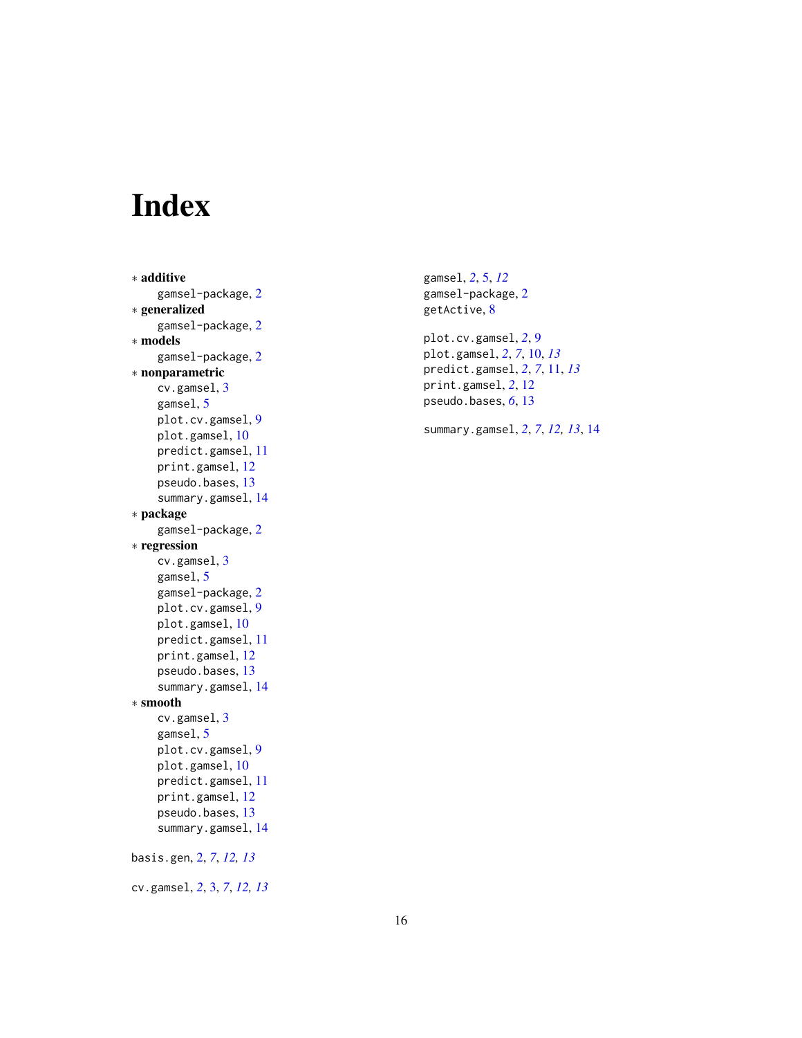# Index

∗ **additive**
    gamsel-package, 2
∗ **generalized**
    gamsel-package, 2
∗ **models**
    gamsel-package, 2
∗ **nonparametric**
    cv.gamsel, 3
    gamsel, 5
    plot.cv.gamsel, 9
    plot.gamsel, 10
    predict.gamsel, 11
    print.gamsel, 12
    pseudo.bases, 13
    summary.gamsel, 14
∗ **package**
    gamsel-package, 2
∗ **regression**
    cv.gamsel, 3
    gamsel, 5
    gamsel-package, 2
    plot.cv.gamsel, 9
    plot.gamsel, 10
    predict.gamsel, 11
    print.gamsel, 12
    pseudo.bases, 13
    summary.gamsel, 14
∗ **smooth**
    cv.gamsel, 3
    gamsel, 5
    plot.cv.gamsel, 9
    plot.gamsel, 10
    predict.gamsel, 11
    print.gamsel, 12
    pseudo.bases, 13
    summary.gamsel, 14

basis.gen, 2, *7*, *12, 13*

cv.gamsel, 2, 3, *7*, *12, 13*

gamsel, *2*, 5, *12*
gamsel-package, 2
getActive, 8

plot.cv.gamsel, *2*, 9
plot.gamsel, *2*, *7*, 10, *13*
predict.gamsel, *2*, *7*, 11, *13*
print.gamsel, *2*, 12
pseudo.bases, *6*, 13

summary.gamsel, *2*, *7*, *12, 13*, 14